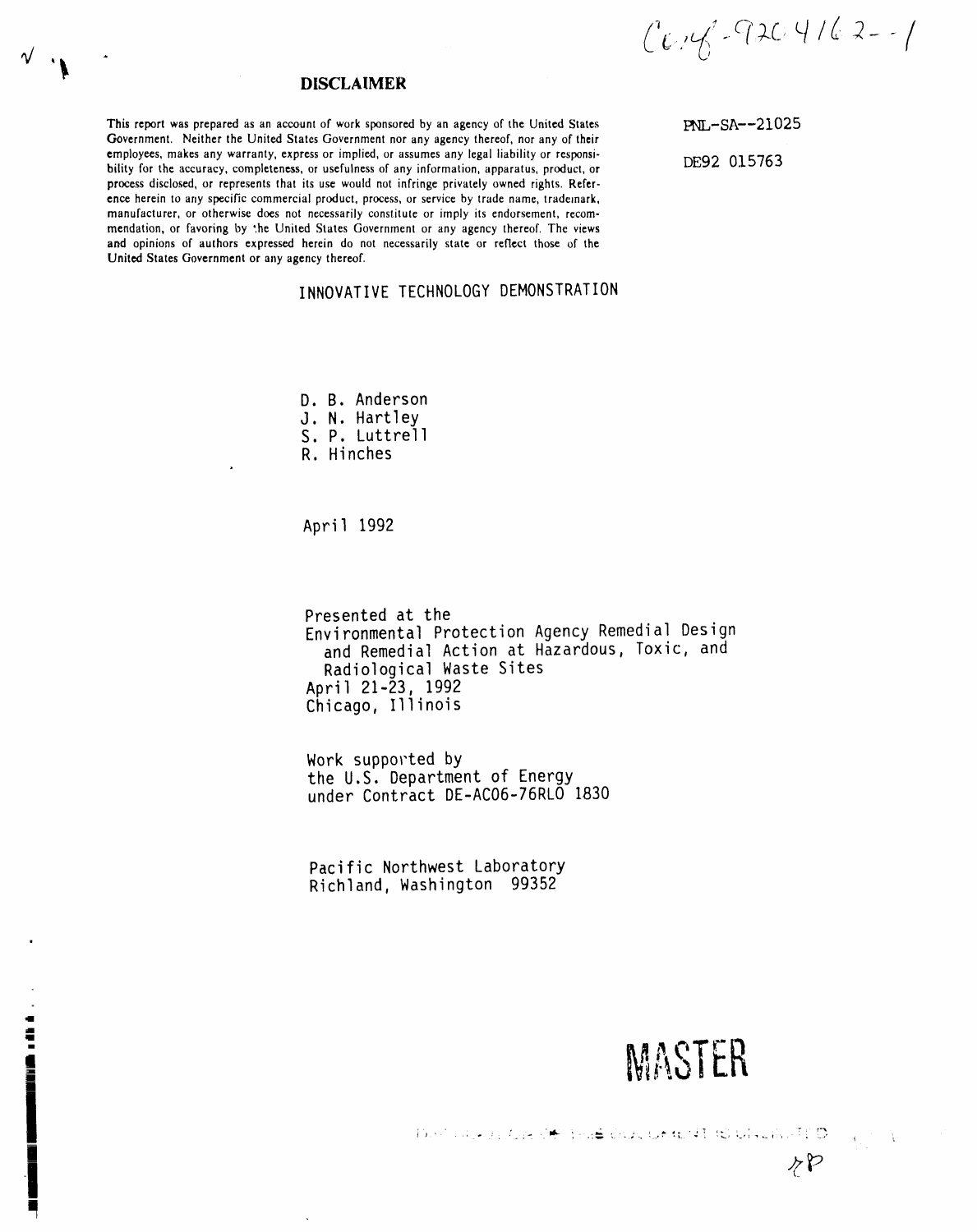Conf-9204162--1

## DISCLAIMER

This report was prepared as an account of work sponsored by an agency of the United States Government. Neither the United States Government nor any agency thereof, nor any of their employees, makes any warranty, express or implied, or assumes any legal liability or responsibility for the accuracy, completeness, or usefulness of any information, apparatus, product, or process disclosed, or represents that its use would not infringe privately owned rights. Reference herein to any specific commercial product, process, or service by trade name, trademark, manufacturer, or otherwise does not necessarily constitute or imply its endorsement, recommendation, or favoring by the United States Government or any agency thereof. The views and opinions of authors expressed herein do not necessarily state or reflect those of the United States Government or any agency thereof.

PNL-SA--21025

DE92 015763

# INNOVATIVE TECHNOLOGY DEMONSTRATION

D. B. Anderson
J. N. Hartley
S. P. Luttrell
R. Hinches

April 1992

Presented at the
Environmental Protection Agency Remedial Design and Remedial Action at Hazardous, Toxic, and Radiological Waste Sites
April 21-23, 1992
Chicago, Illinois

Work supported by
the U.S. Department of Energy
under Contract DE-AC06-76RLO 1830

Pacific Northwest Laboratory
Richland, Washington 99352

MASTER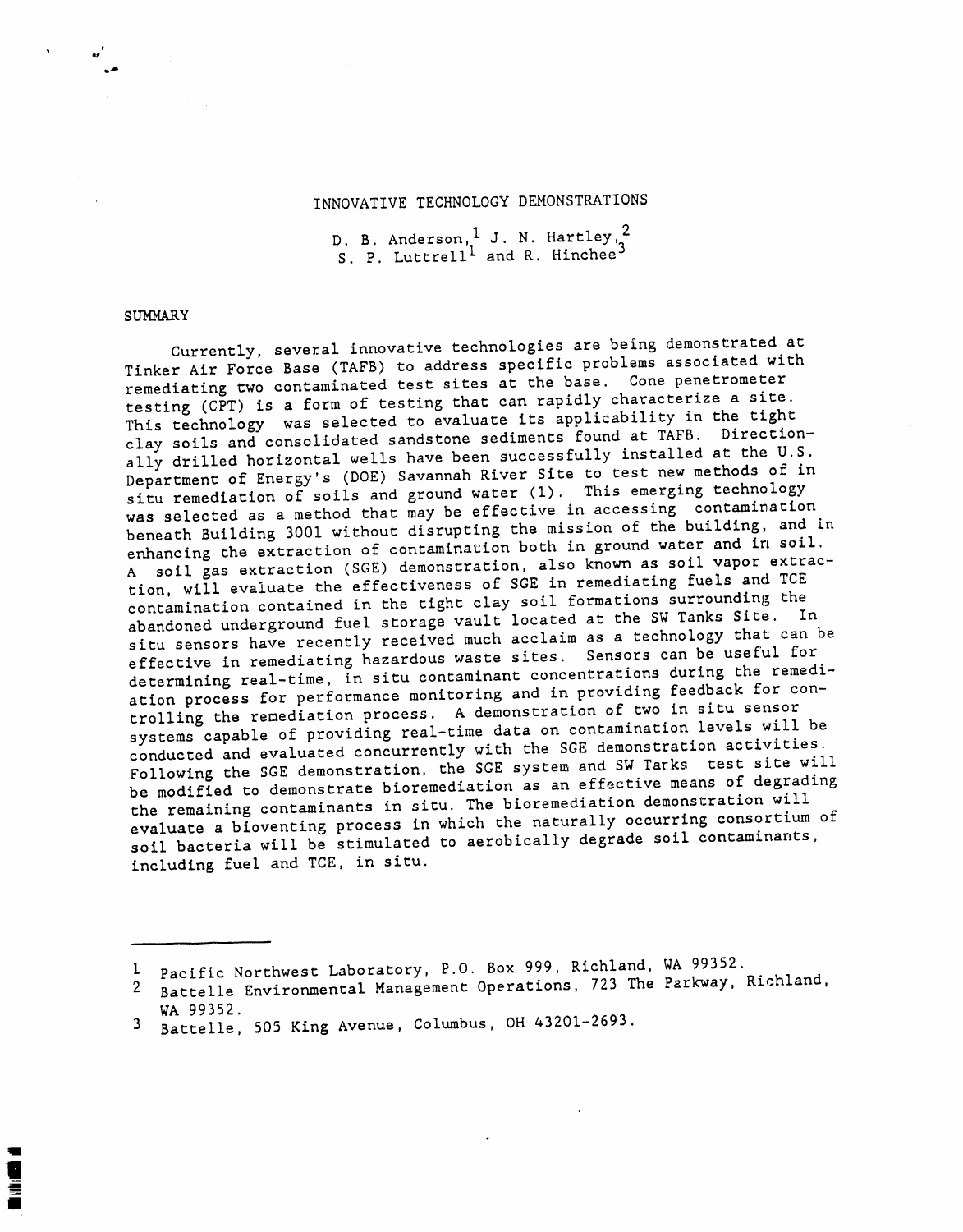# INNOVATIVE TECHNOLOGY DEMONSTRATIONS

D. B. Anderson,[1] J. N. Hartley,[2] S. P. Luttrell[1] and R. Hinchee[3]

## SUMMARY

Currently, several innovative technologies are being demonstrated at Tinker Air Force Base (TAFB) to address specific problems associated with remediating two contaminated test sites at the base. Cone penetrometer testing (CPT) is a form of testing that can rapidly characterize a site. This technology was selected to evaluate its applicability in the tight clay soils and consolidated sandstone sediments found at TAFB. Directionally drilled horizontal wells have been successfully installed at the U.S. Department of Energy's (DOE) Savannah River Site to test new methods of in situ remediation of soils and ground water (1). This emerging technology was selected as a method that may be effective in accessing contamination beneath Building 3001 without disrupting the mission of the building, and in enhancing the extraction of contamination both in ground water and in soil. A soil gas extraction (SGE) demonstration, also known as soil vapor extraction, will evaluate the effectiveness of SGE in remediating fuels and TCE contamination contained in the tight clay soil formations surrounding the abandoned underground fuel storage vault located at the SW Tanks Site. In situ sensors have recently received much acclaim as a technology that can be effective in remediating hazardous waste sites. Sensors can be useful for determining real-time, in situ contaminant concentrations during the remediation process for performance monitoring and in providing feedback for controlling the remediation process. A demonstration of two in situ sensor systems capable of providing real-time data on contamination levels will be conducted and evaluated concurrently with the SGE demonstration activities. Following the SGE demonstration, the SGE system and SW Tarks test site will be modified to demonstrate bioremediation as an effective means of degrading the remaining contaminants in situ. The bioremediation demonstration will evaluate a bioventing process in which the naturally occurring consortium of soil bacteria will be stimulated to aerobically degrade soil contaminants, including fuel and TCE, in situ.

---

1 Pacific Northwest Laboratory, P.O. Box 999, Richland, WA 99352.
2 Battelle Environmental Management Operations, 723 The Parkway, Richland, WA 99352.
3 Battelle, 505 King Avenue, Columbus, OH 43201-2693.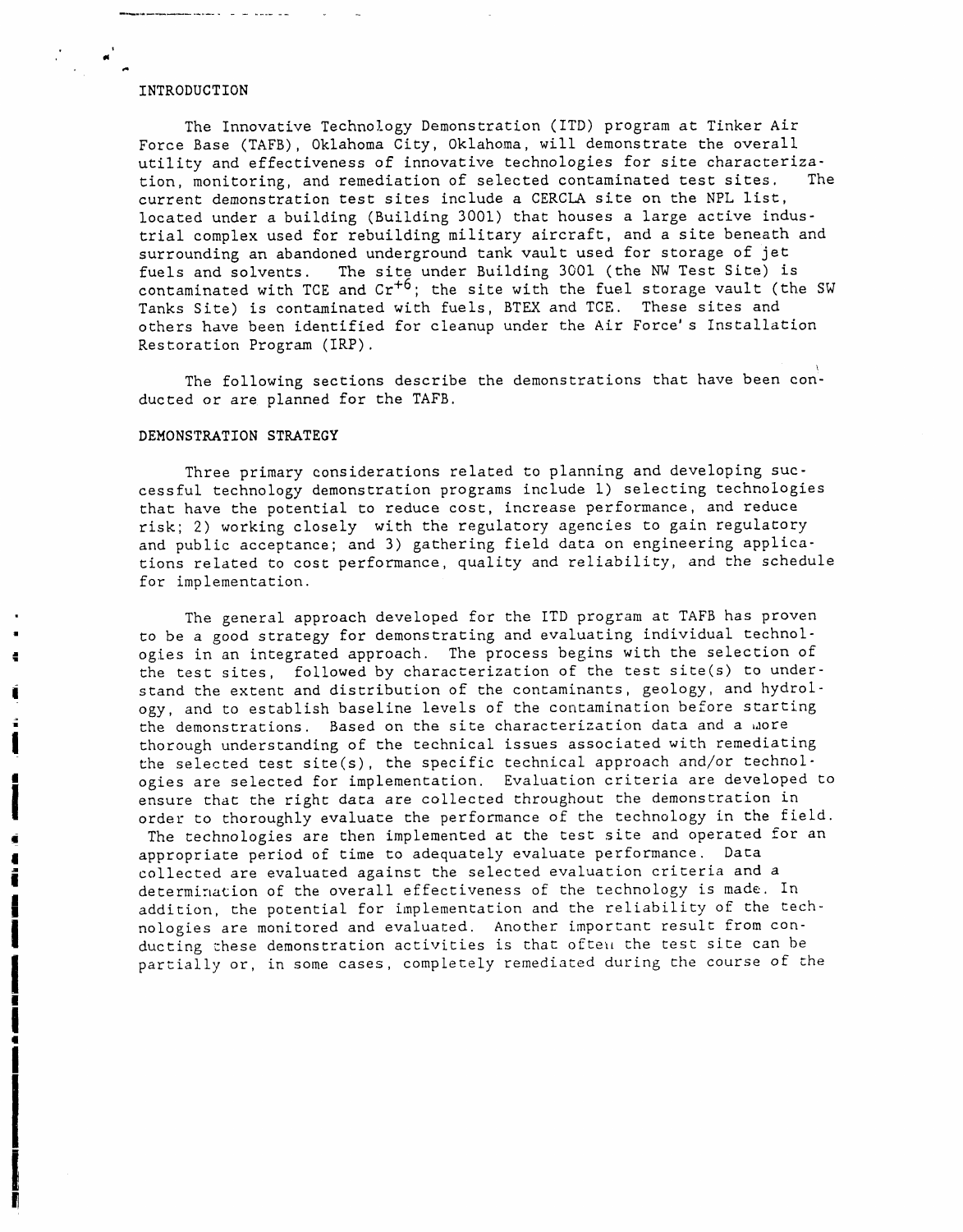## INTRODUCTION

The Innovative Technology Demonstration (ITD) program at Tinker Air Force Base (TAFB), Oklahoma City, Oklahoma, will demonstrate the overall utility and effectiveness of innovative technologies for site characterization, monitoring, and remediation of selected contaminated test sites. The current demonstration test sites include a CERCLA site on the NPL list, located under a building (Building 3001) that houses a large active industrial complex used for rebuilding military aircraft, and a site beneath and surrounding an abandoned underground tank vault used for storage of jet fuels and solvents. The site under Building 3001 (the NW Test Site) is contaminated with TCE and $Cr^{+6}$; the site with the fuel storage vault (the SW Tanks Site) is contaminated with fuels, BTEX and TCE. These sites and others have been identified for cleanup under the Air Force's Installation Restoration Program (IRP).

The following sections describe the demonstrations that have been conducted or are planned for the TAFB.

## DEMONSTRATION STRATEGY

Three primary considerations related to planning and developing successful technology demonstration programs include 1) selecting technologies that have the potential to reduce cost, increase performance, and reduce risk; 2) working closely with the regulatory agencies to gain regulatory and public acceptance; and 3) gathering field data on engineering applications related to cost performance, quality and reliability, and the schedule for implementation.

The general approach developed for the ITD program at TAFB has proven to be a good strategy for demonstrating and evaluating individual technologies in an integrated approach. The process begins with the selection of the test sites, followed by characterization of the test site(s) to understand the extent and distribution of the contaminants, geology, and hydrology, and to establish baseline levels of the contamination before starting the demonstrations. Based on the site characterization data and a more thorough understanding of the technical issues associated with remediating the selected test site(s), the specific technical approach and/or technologies are selected for implementation. Evaluation criteria are developed to ensure that the right data are collected throughout the demonstration in order to thoroughly evaluate the performance of the technology in the field. The technologies are then implemented at the test site and operated for an appropriate period of time to adequately evaluate performance. Data collected are evaluated against the selected evaluation criteria and a determination of the overall effectiveness of the technology is made. In addition, the potential for implementation and the reliability of the technologies are monitored and evaluated. Another important result from conducting these demonstration activities is that often the test site can be partially or, in some cases, completely remediated during the course of the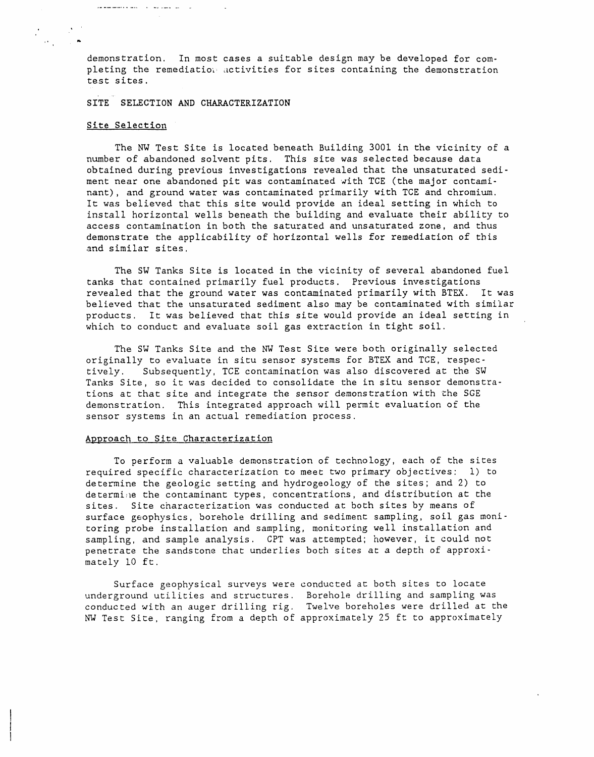demonstration. In most cases a suitable design may be developed for completing the remediation activities for sites containing the demonstration test sites.

## SITE SELECTION AND CHARACTERIZATION

### Site Selection

The NW Test Site is located beneath Building 3001 in the vicinity of a number of abandoned solvent pits. This site was selected because data obtained during previous investigations revealed that the unsaturated sediment near one abandoned pit was contaminated with TCE (the major contaminant), and ground water was contaminated primarily with TCE and chromium. It was believed that this site would provide an ideal setting in which to install horizontal wells beneath the building and evaluate their ability to access contamination in both the saturated and unsaturated zone, and thus demonstrate the applicability of horizontal wells for remediation of this and similar sites.

The SW Tanks Site is located in the vicinity of several abandoned fuel tanks that contained primarily fuel products. Previous investigations revealed that the ground water was contaminated primarily with BTEX. It was believed that the unsaturated sediment also may be contaminated with similar products. It was believed that this site would provide an ideal setting in which to conduct and evaluate soil gas extraction in tight soil.

The SW Tanks Site and the NW Test Site were both originally selected originally to evaluate in situ sensor systems for BTEX and TCE, respectively. Subsequently, TCE contamination was also discovered at the SW Tanks Site, so it was decided to consolidate the in situ sensor demonstrations at that site and integrate the sensor demonstration with the SGE demonstration. This integrated approach will permit evaluation of the sensor systems in an actual remediation process.

### Approach to Site Characterization

To perform a valuable demonstration of technology, each of the sites required specific characterization to meet two primary objectives: 1) to determine the geologic setting and hydrogeology of the sites; and 2) to determine the contaminant types, concentrations, and distribution at the sites. Site characterization was conducted at both sites by means of surface geophysics, borehole drilling and sediment sampling, soil gas monitoring probe installation and sampling, monitoring well installation and sampling, and sample analysis. CPT was attempted; however, it could not penetrate the sandstone that underlies both sites at a depth of approximately 10 ft.

Surface geophysical surveys were conducted at both sites to locate underground utilities and structures. Borehole drilling and sampling was conducted with an auger drilling rig. Twelve boreholes were drilled at the NW Test Site, ranging from a depth of approximately 25 ft to approximately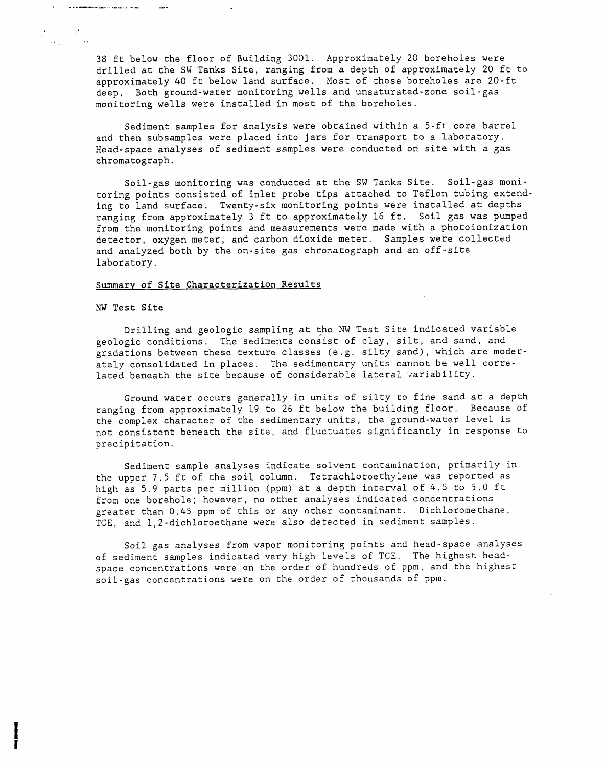38 ft below the floor of Building 3001. Approximately 20 boreholes were drilled at the SW Tanks Site, ranging from a depth of approximately 20 ft to approximately 40 ft below land surface. Most of these boreholes are 20-ft deep. Both ground-water monitoring wells and unsaturated-zone soil-gas monitoring wells were installed in most of the boreholes.

Sediment samples for analysis were obtained within a 5-ft core barrel and then subsamples were placed into jars for transport to a laboratory. Head-space analyses of sediment samples were conducted on site with a gas chromatograph.

Soil-gas monitoring was conducted at the SW Tanks Site. Soil-gas monitoring points consisted of inlet probe tips attached to Teflon tubing extending to land surface. Twenty-six monitoring points were installed at depths ranging from approximately 3 ft to approximately 16 ft. Soil gas was pumped from the monitoring points and measurements were made with a photoionization detector, oxygen meter, and carbon dioxide meter. Samples were collected and analyzed both by the on-site gas chromatograph and an off-site laboratory.

## Summary of Site Characterization Results

### NW Test Site

Drilling and geologic sampling at the NW Test Site indicated variable geologic conditions. The sediments consist of clay, silt, and sand, and gradations between these texture classes (e.g. silty sand), which are moderately consolidated in places. The sedimentary units cannot be well correlated beneath the site because of considerable lateral variability.

Ground water occurs generally in units of silty to fine sand at a depth ranging from approximately 19 to 26 ft below the building floor. Because of the complex character of the sedimentary units, the ground-water level is not consistent beneath the site, and fluctuates significantly in response to precipitation.

Sediment sample analyses indicate solvent contamination, primarily in the upper 7.5 ft of the soil column. Tetrachloroethylene was reported as high as 5.9 parts per million (ppm) at a depth interval of 4.5 to 5.0 ft from one borehole; however, no other analyses indicated concentrations greater than 0.45 ppm of this or any other contaminant. Dichloromethane, TCE, and 1,2-dichloroethane were also detected in sediment samples.

Soil gas analyses from vapor monitoring points and head-space analyses of sediment samples indicated very high levels of TCE. The highest head-space concentrations were on the order of hundreds of ppm, and the highest soil-gas concentrations were on the order of thousands of ppm.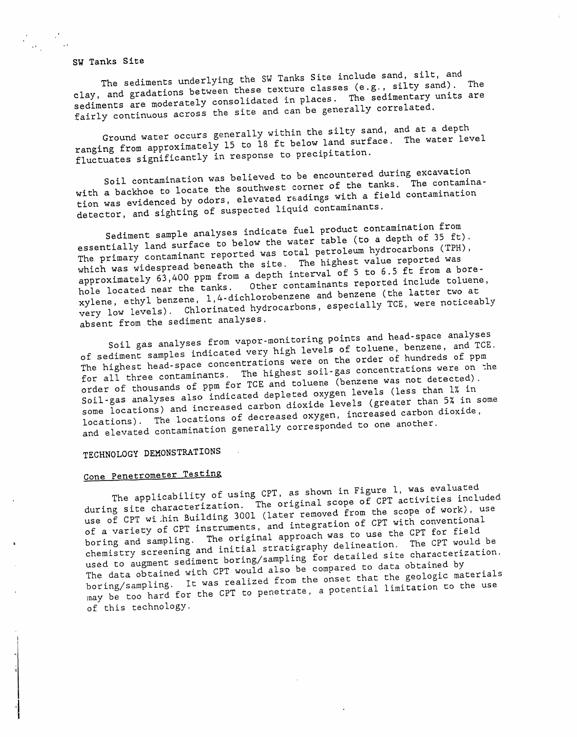## SW Tanks Site

The sediments underlying the SW Tanks Site include sand, silt, and clay, and gradations between these texture classes (e.g., silty sand). The sediments are moderately consolidated in places. The sedimentary units are fairly continuous across the site and can be generally correlated.

Ground water occurs generally within the silty sand, and at a depth ranging from approximately 15 to 18 ft below land surface. The water level fluctuates significantly in response to precipitation.

Soil contamination was believed to be encountered during excavation with a backhoe to locate the southwest corner of the tanks. The contamination was evidenced by odors, elevated readings with a field contamination detector, and sighting of suspected liquid contaminants.

Sediment sample analyses indicate fuel product contamination from essentially land surface to below the water table (to a depth of 35 ft). The primary contaminant reported was total petroleum hydrocarbons (TPH), which was widespread beneath the site. The highest value reported was approximately 63,400 ppm from a depth interval of 5 to 6.5 ft from a borehole located near the tanks. Other contaminants reported include toluene, xylene, ethyl benzene, 1,4-dichlorobenzene and benzene (the latter two at very low levels). Chlorinated hydrocarbons, especially TCE, were noticeably absent from the sediment analyses.

Soil gas analyses from vapor-monitoring points and head-space analyses of sediment samples indicated very high levels of toluene, benzene, and TCE. The highest head-space concentrations were on the order of hundreds of ppm for all three contaminants. The highest soil-gas concentrations were on the order of thousands of ppm for TCE and toluene (benzene was not detected). Soil-gas analyses also indicated depleted oxygen levels (less than 1% in some locations) and increased carbon dioxide levels (greater than 5% in some locations). The locations of decreased oxygen, increased carbon dioxide, and elevated contamination generally corresponded to one another.

## TECHNOLOGY DEMONSTRATIONS

### Cone Penetrometer Testing

The applicability of using CPT, as shown in Figure 1, was evaluated during site characterization. The original scope of CPT activities included use of CPT within Building 3001 (later removed from the scope of work), use of a variety of CPT instruments, and integration of CPT with conventional boring and sampling. The original approach was to use the CPT for field chemistry screening and initial stratigraphy delineation. The CPT would be used to augment sediment boring/sampling for detailed site characterization. The data obtained with CPT would also be compared to data obtained by boring/sampling. It was realized from the onset that the geologic materials may be too hard for the CPT to penetrate, a potential limitation to the use of this technology.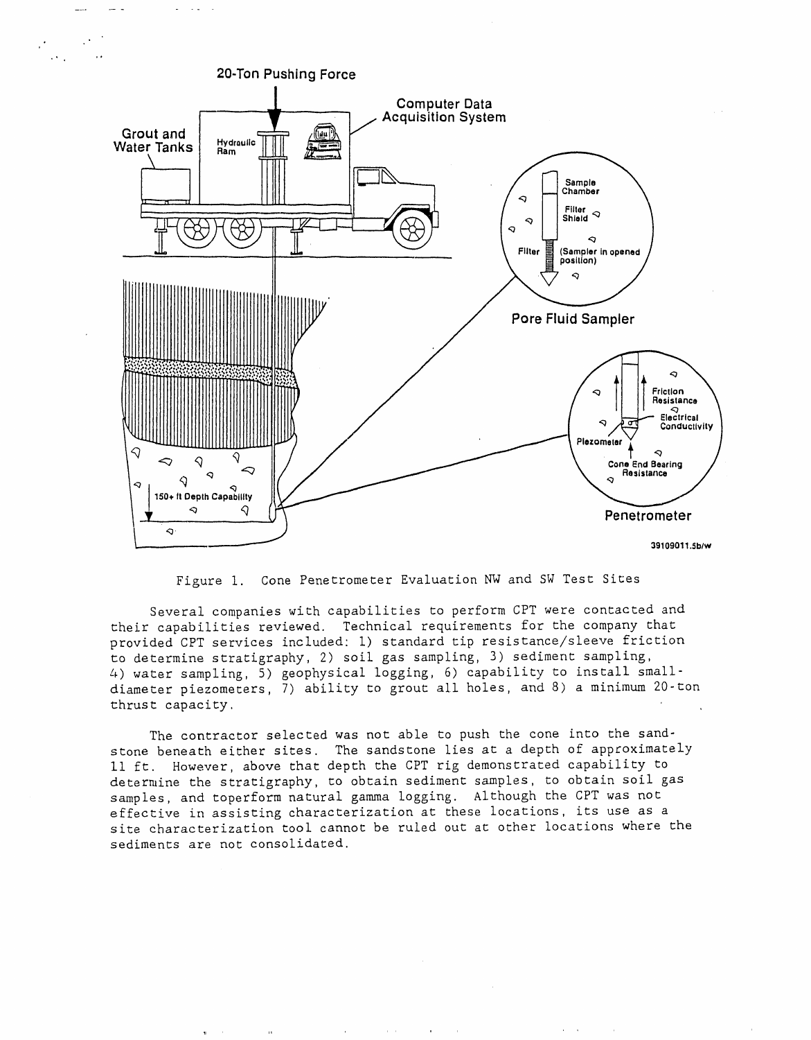Figure 1. Cone Penetrometer Evaluation NW and SW Test Sites

Several companies with capabilities to perform CPT were contacted and their capabilities reviewed. Technical requirements for the company that provided CPT services included: 1) standard tip resistance/sleeve friction to determine stratigraphy, 2) soil gas sampling, 3) sediment sampling, 4) water sampling, 5) geophysical logging, 6) capability to install small-diameter piezometers, 7) ability to grout all holes, and 8) a minimum 20-ton thrust capacity.

The contractor selected was not able to push the cone into the sandstone beneath either sites. The sandstone lies at a depth of approximately 11 ft. However, above that depth the CPT rig demonstrated capability to determine the stratigraphy, to obtain sediment samples, to obtain soil gas samples, and toperform natural gamma logging. Although the CPT was not effective in assisting characterization at these locations, its use as a site characterization tool cannot be ruled out at other locations where the sediments are not consolidated.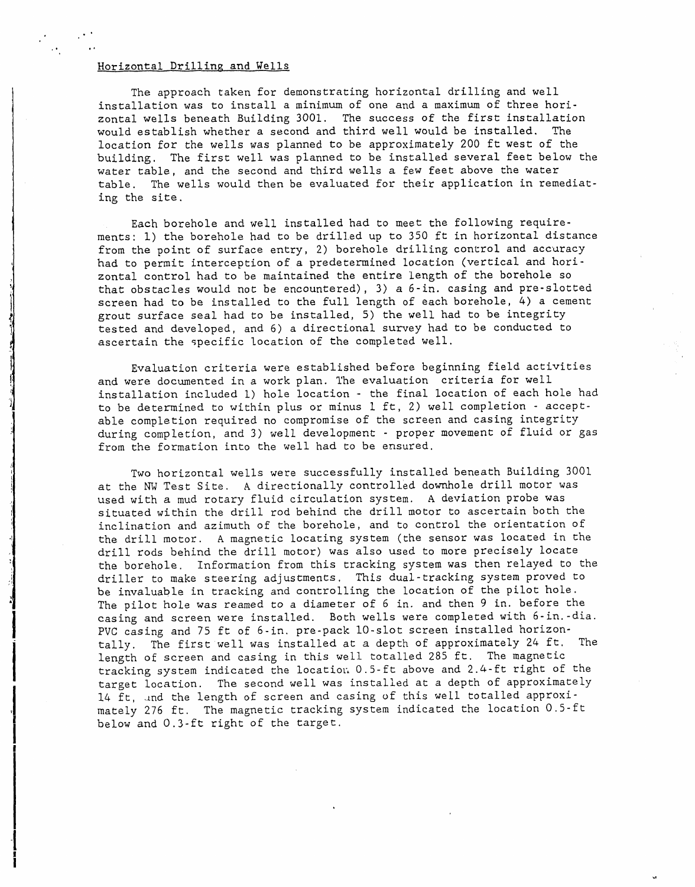## Horizontal Drilling and Wells

The approach taken for demonstrating horizontal drilling and well installation was to install a minimum of one and a maximum of three horizontal wells beneath Building 3001. The success of the first installation would establish whether a second and third well would be installed. The location for the wells was planned to be approximately 200 ft west of the building. The first well was planned to be installed several feet below the water table, and the second and third wells a few feet above the water table. The wells would then be evaluated for their application in remediating the site.

Each borehole and well installed had to meet the following requirements: 1) the borehole had to be drilled up to 350 ft in horizontal distance from the point of surface entry, 2) borehole drilling control and accuracy had to permit interception of a predetermined location (vertical and horizontal control had to be maintained the entire length of the borehole so that obstacles would not be encountered), 3) a 6-in. casing and pre-slotted screen had to be installed to the full length of each borehole, 4) a cement grout surface seal had to be installed, 5) the well had to be integrity tested and developed, and 6) a directional survey had to be conducted to ascertain the specific location of the completed well.

Evaluation criteria were established before beginning field activities and were documented in a work plan. The evaluation criteria for well installation included 1) hole location - the final location of each hole had to be determined to within plus or minus 1 ft, 2) well completion - acceptable completion required no compromise of the screen and casing integrity during completion, and 3) well development - proper movement of fluid or gas from the formation into the well had to be ensured.

Two horizontal wells were successfully installed beneath Building 3001 at the NW Test Site. A directionally controlled downhole drill motor was used with a mud rotary fluid circulation system. A deviation probe was situated within the drill rod behind the drill motor to ascertain both the inclination and azimuth of the borehole, and to control the orientation of the drill motor. A magnetic locating system (the sensor was located in the drill rods behind the drill motor) was also used to more precisely locate the borehole. Information from this tracking system was then relayed to the driller to make steering adjustments. This dual-tracking system proved to be invaluable in tracking and controlling the location of the pilot hole. The pilot hole was reamed to a diameter of 6 in. and then 9 in. before the casing and screen were installed. Both wells were completed with 6-in.-dia. PVC casing and 75 ft of 6-in. pre-pack 10-slot screen installed horizontally. The first well was installed at a depth of approximately 24 ft. The length of screen and casing in this well totalled 285 ft. The magnetic tracking system indicated the location 0.5-ft above and 2.4-ft right of the target location. The second well was installed at a depth of approximately 14 ft, and the length of screen and casing of this well totalled approximately 276 ft. The magnetic tracking system indicated the location 0.5-ft below and 0.3-ft right of the target.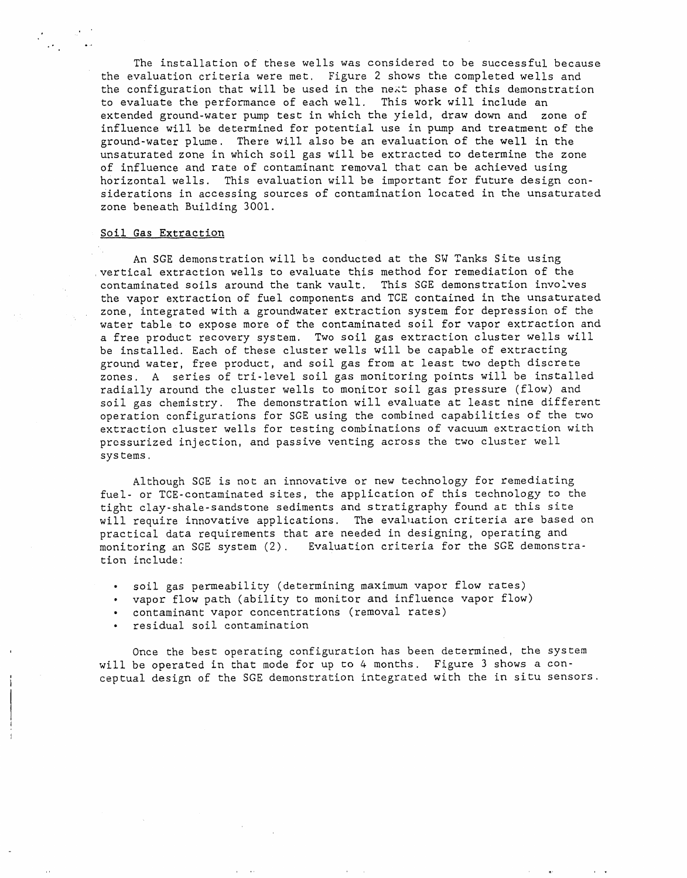The installation of these wells was considered to be successful because the evaluation criteria were met. Figure 2 shows the completed wells and the configuration that will be used in the next phase of this demonstration to evaluate the performance of each well. This work will include an extended ground-water pump test in which the yield, draw down and zone of influence will be determined for potential use in pump and treatment of the ground-water plume. There will also be an evaluation of the well in the unsaturated zone in which soil gas will be extracted to determine the zone of influence and rate of contaminant removal that can be achieved using horizontal wells. This evaluation will be important for future design considerations in accessing sources of contamination located in the unsaturated zone beneath Building 3001.

## Soil Gas Extraction

An SGE demonstration will be conducted at the SW Tanks Site using vertical extraction wells to evaluate this method for remediation of the contaminated soils around the tank vault. This SGE demonstration involves the vapor extraction of fuel components and TCE contained in the unsaturated zone, integrated with a groundwater extraction system for depression of the water table to expose more of the contaminated soil for vapor extraction and a free product recovery system. Two soil gas extraction cluster wells will be installed. Each of these cluster wells will be capable of extracting ground water, free product, and soil gas from at least two depth discrete zones. A series of tri-level soil gas monitoring points will be installed radially around the cluster wells to monitor soil gas pressure (flow) and soil gas chemistry. The demonstration will evaluate at least nine different operation configurations for SGE using the combined capabilities of the two extraction cluster wells for testing combinations of vacuum extraction with pressurized injection, and passive venting across the two cluster well systems.

Although SGE is not an innovative or new technology for remediating fuel- or TCE-contaminated sites, the application of this technology to the tight clay-shale-sandstone sediments and stratigraphy found at this site will require innovative applications. The evaluation criteria are based on practical data requirements that are needed in designing, operating and monitoring an SGE system (2). Evaluation criteria for the SGE demonstration include:

- soil gas permeability (determining maximum vapor flow rates)
- vapor flow path (ability to monitor and influence vapor flow)
- contaminant vapor concentrations (removal rates)
- residual soil contamination

Once the best operating configuration has been determined, the system will be operated in that mode for up to 4 months. Figure 3 shows a conceptual design of the SGE demonstration integrated with the in situ sensors.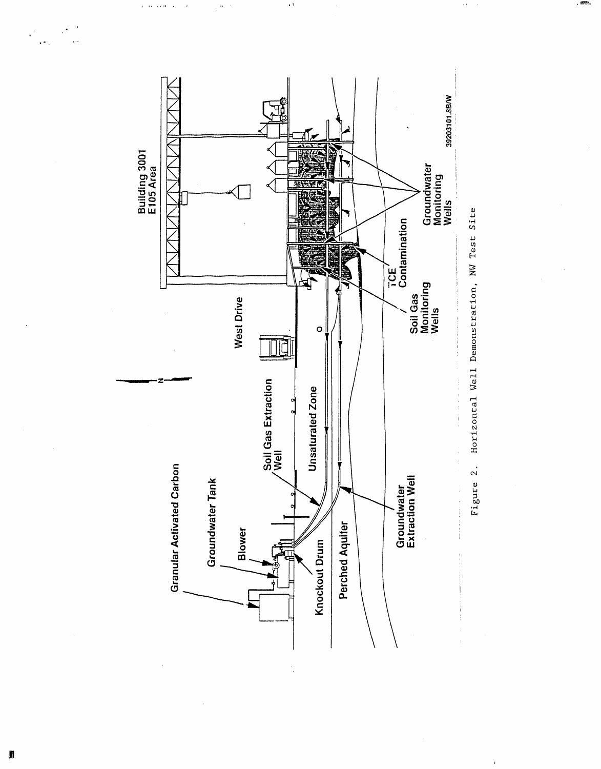Figure 2. Horizontal Well Demonstration, NW Test Site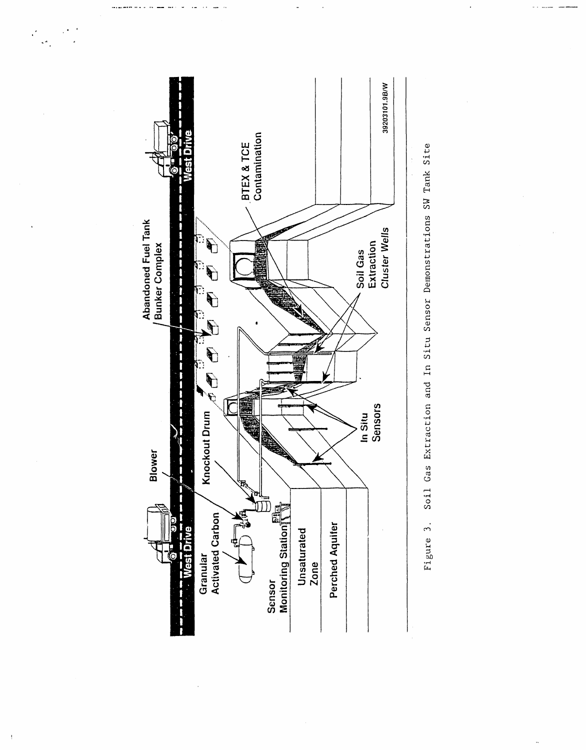Figure 3. Soil Gas Extraction and In Situ Sensor Demonstrations SW Tank Site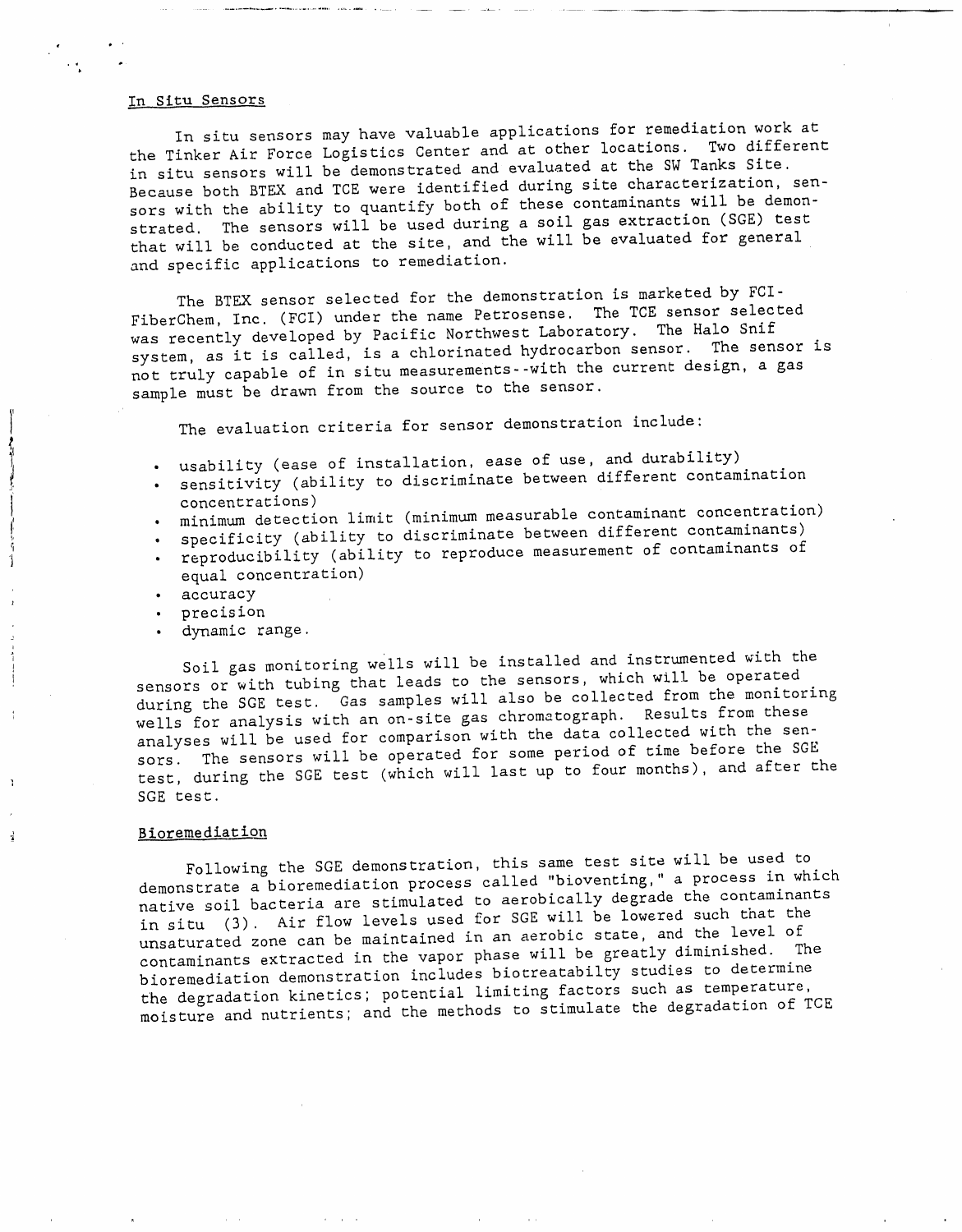## In Situ Sensors

In situ sensors may have valuable applications for remediation work at the Tinker Air Force Logistics Center and at other locations. Two different in situ sensors will be demonstrated and evaluated at the SW Tanks Site. Because both BTEX and TCE were identified during site characterization, sensors with the ability to quantify both of these contaminants will be demonstrated. The sensors will be used during a soil gas extraction (SGE) test that will be conducted at the site, and the will be evaluated for general and specific applications to remediation.

The BTEX sensor selected for the demonstration is marketed by FCI-FiberChem, Inc. (FCI) under the name Petrosense. The TCE sensor selected was recently developed by Pacific Northwest Laboratory. The Halo Snif system, as it is called, is a chlorinated hydrocarbon sensor. The sensor is not truly capable of in situ measurements--with the current design, a gas sample must be drawn from the source to the sensor.

The evaluation criteria for sensor demonstration include:

- usability (ease of installation, ease of use, and durability)
- sensitivity (ability to discriminate between different contamination concentrations)
- minimum detection limit (minimum measurable contaminant concentration)
- specificity (ability to discriminate between different contaminants)
- reproducibility (ability to reproduce measurement of contaminants of equal concentration)
- accuracy
- precision
- dynamic range.

Soil gas monitoring wells will be installed and instrumented with the sensors or with tubing that leads to the sensors, which will be operated during the SGE test. Gas samples will also be collected from the monitoring wells for analysis with an on-site gas chromatograph. Results from these analyses will be used for comparison with the data collected with the sensors. The sensors will be operated for some period of time before the SGE test, during the SGE test (which will last up to four months), and after the SGE test.

## Bioremediation

Following the SGE demonstration, this same test site will be used to demonstrate a bioremediation process called "bioventing," a process in which native soil bacteria are stimulated to aerobically degrade the contaminants in situ (3). Air flow levels used for SGE will be lowered such that the unsaturated zone can be maintained in an aerobic state, and the level of contaminants extracted in the vapor phase will be greatly diminished. The bioremediation demonstration includes biotreatabilty studies to determine the degradation kinetics; potential limiting factors such as temperature, moisture and nutrients; and the methods to stimulate the degradation of TCE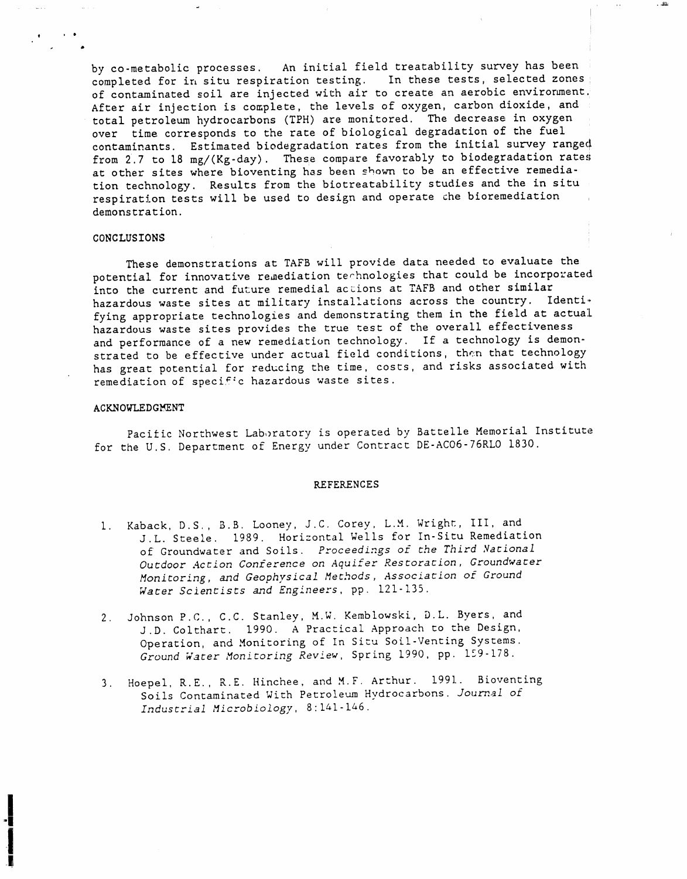by co-metabolic processes. An initial field treatability survey has been completed for in situ respiration testing. In these tests, selected zones of contaminated soil are injected with air to create an aerobic environment. After air injection is complete, the levels of oxygen, carbon dioxide, and total petroleum hydrocarbons (TPH) are monitored. The decrease in oxygen over time corresponds to the rate of biological degradation of the fuel contaminants. Estimated biodegradation rates from the initial survey ranged from 2.7 to 18 mg/(Kg-day). These compare favorably to biodegradation rates at other sites where bioventing has been shown to be an effective remediation technology. Results from the biotreatability studies and the in situ respiration tests will be used to design and operate the bioremediation demonstration.

## CONCLUSIONS

These demonstrations at TAFB will provide data needed to evaluate the potential for innovative remediation technologies that could be incorporated into the current and future remedial actions at TAFB and other similar hazardous waste sites at military installations across the country. Identifying appropriate technologies and demonstrating them in the field at actual hazardous waste sites provides the true test of the overall effectiveness and performance of a new remediation technology. If a technology is demonstrated to be effective under actual field conditions, then that technology has great potential for reducing the time, costs, and risks associated with remediation of specific hazardous waste sites.

## ACKNOWLEDGMENT

Pacific Northwest Laboratory is operated by Battelle Memorial Institute for the U.S. Department of Energy under Contract DE-AC06-76RLO 1830.

## REFERENCES

1. Kaback, D.S., B.B. Looney, J.C. Corey, L.M. Wright, III, and J.L. Steele. 1989. Horizontal Wells for In-Situ Remediation of Groundwater and Soils. *Proceedings of the Third National Outdoor Action Conference on Aquifer Restoration, Groundwater Monitoring, and Geophysical Methods, Association of Ground Water Scientists and Engineers*, pp. 121-135.

2. Johnson P.C., C.C. Stanley, M.W. Kemblowski, D.L. Byers, and J.D. Colthart. 1990. A Practical Approach to the Design, Operation, and Monitoring of In Situ Soil-Venting Systems. *Ground Water Monitoring Review*, Spring 1990, pp. 159-178.

3. Hoepel, R.E., R.E. Hinchee, and M.F. Arthur. 1991. Bioventing Soils Contaminated With Petroleum Hydrocarbons. *Journal of Industrial Microbiology*, 8:141-146.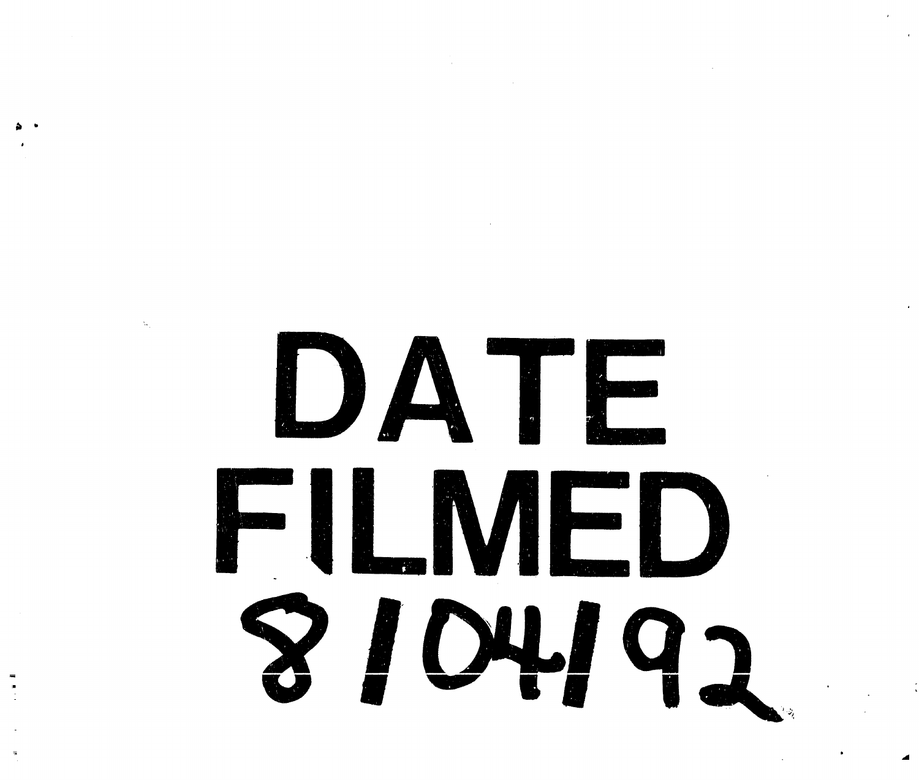# DATE FILMED

8/04/92